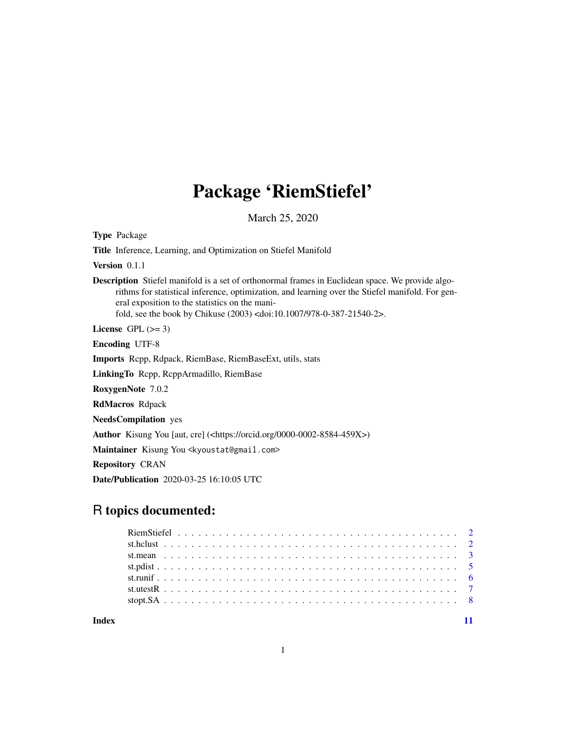# Package 'RiemStiefel'

March 25, 2020

**Type** Package

**Title** Inference, Learning, and Optimization on Stiefel Manifold

**Version** 0.1.1

**Description** Stiefel manifold is a set of orthonormal frames in Euclidean space. We provide algorithms for statistical inference, optimization, and learning over the Stiefel manifold. For general exposition to the statistics on the manifold, see the book by Chikuse (2003) <doi:10.1007/978-0-387-21540-2>.

**License** GPL (>= 3)

**Encoding** UTF-8

**Imports** Rcpp, Rdpack, RiemBase, RiemBaseExt, utils, stats

**LinkingTo** Rcpp, RcppArmadillo, RiemBase

**RoxygenNote** 7.0.2

**RdMacros** Rdpack

**NeedsCompilation** yes

**Author** Kisung You [aut, cre] (<https://orcid.org/0000-0002-8584-459X>)

**Maintainer** Kisung You <kyoustat@gmail.com>

**Repository** CRAN

**Date/Publication** 2020-03-25 16:10:05 UTC

## R topics documented:

| | |
|---|---|
| RiemStiefel | 2 |
| st.hclust | 2 |
| st.mean | 3 |
| st.pdist | 5 |
| st.runif | 6 |
| st.utestR | 7 |
| stopt.SA | 8 |
| **Index** | **11** |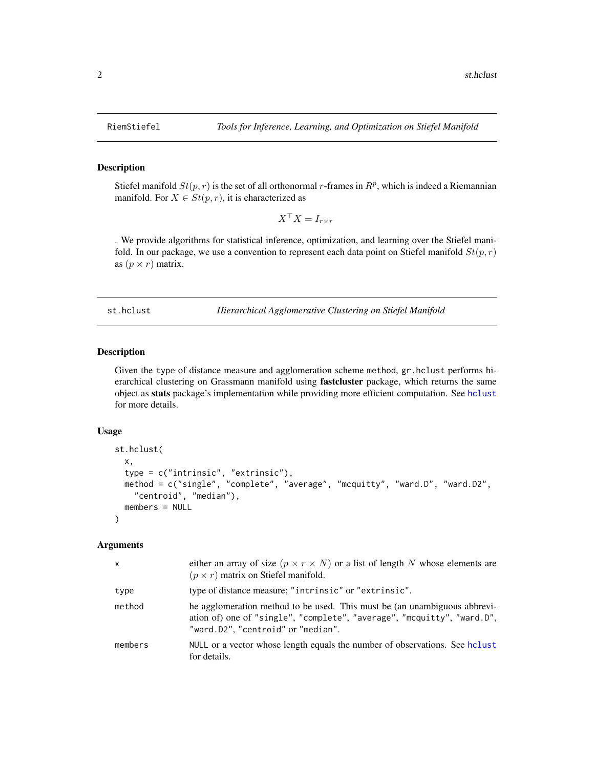## RiemStiefel — *Tools for Inference, Learning, and Optimization on Stiefel Manifold*

### Description

Stiefel manifold $St(p, r)$ is the set of all orthonormal $r$-frames in $R^p$, which is indeed a Riemannian manifold. For $X \in St(p, r)$, it is characterized as

$$X^\top X = I_{r \times r}$$

. We provide algorithms for statistical inference, optimization, and learning over the Stiefel manifold. In our package, we use a convention to represent each data point on Stiefel manifold $St(p, r)$ as $(p \times r)$ matrix.

## st.hclust — *Hierarchical Agglomerative Clustering on Stiefel Manifold*

### Description

Given the type of distance measure and agglomeration scheme method, gr.hclust performs hierarchical clustering on Grassmann manifold using **fastcluster** package, which returns the same object as **stats** package's implementation while providing more efficient computation. See hclust for more details.

### Usage

```
st.hclust(
  x,
  type = c("intrinsic", "extrinsic"),
  method = c("single", "complete", "average", "mcquitty", "ward.D", "ward.D2",
    "centroid", "median"),
  members = NULL
)
```

### Arguments

| | |
|---|---|
| x | either an array of size $(p \times r \times N)$ or a list of length $N$ whose elements are $(p \times r)$ matrix on Stiefel manifold. |
| type | type of distance measure; "intrinsic" or "extrinsic". |
| method | he agglomeration method to be used. This must be (an unambiguous abbreviation of) one of "single", "complete", "average", "mcquitty", "ward.D", "ward.D2", "centroid" or "median". |
| members | NULL or a vector whose length equals the number of observations. See hclust for details. |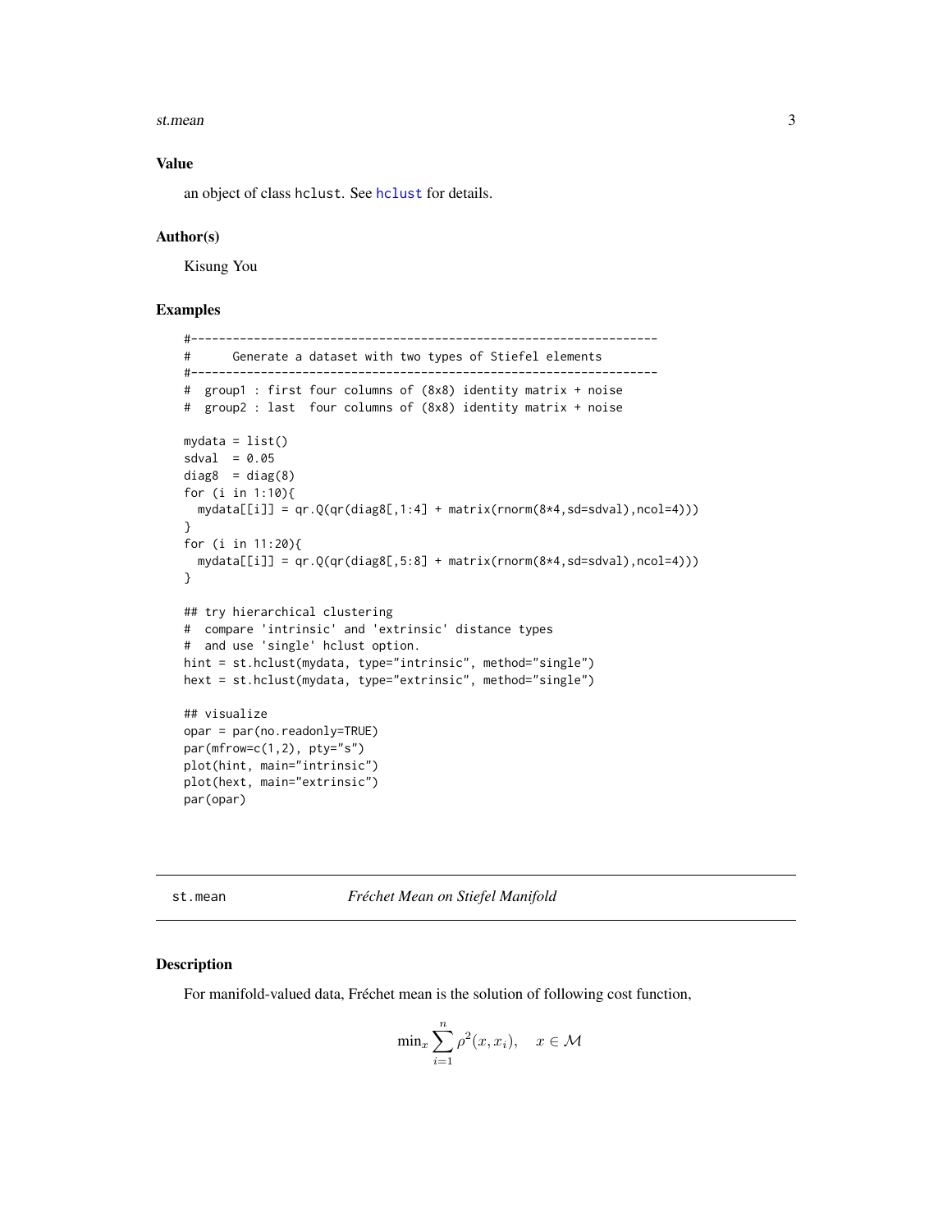### Value

an object of class `hclust`. See `hclust` for details.

### Author(s)

Kisung You

### Examples

```
#-------------------------------------------------------------------
#      Generate a dataset with two types of Stiefel elements
#-------------------------------------------------------------------
#  group1 : first four columns of (8x8) identity matrix + noise
#  group2 : last  four columns of (8x8) identity matrix + noise

mydata = list()
sdval  = 0.05
diag8  = diag(8)
for (i in 1:10){
  mydata[[i]] = qr.Q(qr(diag8[,1:4] + matrix(rnorm(8*4,sd=sdval),ncol=4)))
}
for (i in 11:20){
  mydata[[i]] = qr.Q(qr(diag8[,5:8] + matrix(rnorm(8*4,sd=sdval),ncol=4)))
}

## try hierarchical clustering
#  compare 'intrinsic' and 'extrinsic' distance types
#  and use 'single' hclust option.
hint = st.hclust(mydata, type="intrinsic", method="single")
hext = st.hclust(mydata, type="extrinsic", method="single")

## visualize
opar = par(no.readonly=TRUE)
par(mfrow=c(1,2), pty="s")
plot(hint, main="intrinsic")
plot(hext, main="extrinsic")
par(opar)
```

---

## st.mean — *Fréchet Mean on Stiefel Manifold*

### Description

For manifold-valued data, Fréchet mean is the solution of following cost function,

$$\min_x \sum_{i=1}^{n} \rho^2(x, x_i), \quad x \in \mathcal{M}$$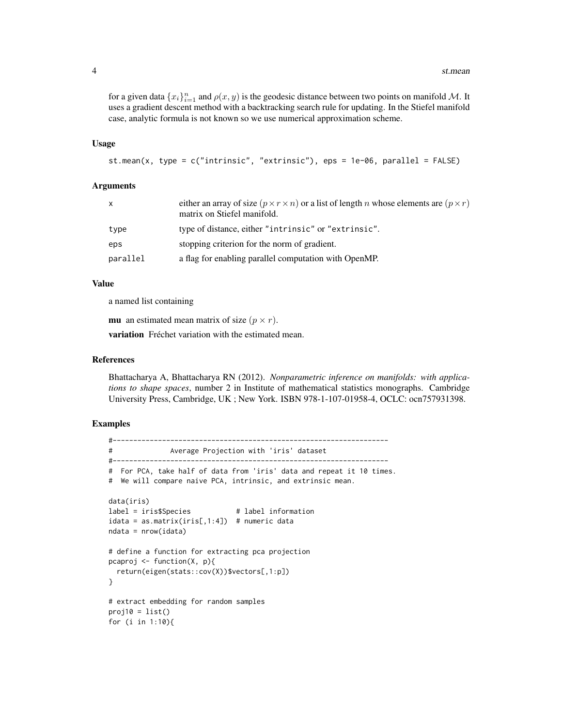for a given data $\{x_i\}_{i=1}^n$ and $\rho(x, y)$ is the geodesic distance between two points on manifold $\mathcal{M}$. It uses a gradient descent method with a backtracking search rule for updating. In the Stiefel manifold case, analytic formula is not known so we use numerical approximation scheme.

### Usage

```
st.mean(x, type = c("intrinsic", "extrinsic"), eps = 1e-06, parallel = FALSE)
```

### Arguments

| | |
|---|---|
| x | either an array of size $(p \times r \times n)$ or a list of length $n$ whose elements are $(p \times r)$ matrix on Stiefel manifold. |
| type | type of distance, either "intrinsic" or "extrinsic". |
| eps | stopping criterion for the norm of gradient. |
| parallel | a flag for enabling parallel computation with OpenMP. |

### Value

a named list containing

**mu** an estimated mean matrix of size $(p \times r)$.

**variation** Fréchet variation with the estimated mean.

### References

Bhattacharya A, Bhattacharya RN (2012). *Nonparametric inference on manifolds: with applications to shape spaces*, number 2 in Institute of mathematical statistics monographs. Cambridge University Press, Cambridge, UK ; New York. ISBN 978-1-107-01958-4, OCLC: ocn757931398.

### Examples

```
#-------------------------------------------------------------------
#              Average Projection with 'iris' dataset
#-------------------------------------------------------------------
#  For PCA, take half of data from 'iris' data and repeat it 10 times.
#  We will compare naive PCA, intrinsic, and extrinsic mean.

data(iris)
label = iris$Species           # label information
idata = as.matrix(iris[,1:4])  # numeric data
ndata = nrow(idata)

# define a function for extracting pca projection
pcaproj <- function(X, p){
  return(eigen(stats::cov(X))$vectors[,1:p])
}

# extract embedding for random samples
proj10 = list()
for (i in 1:10){
```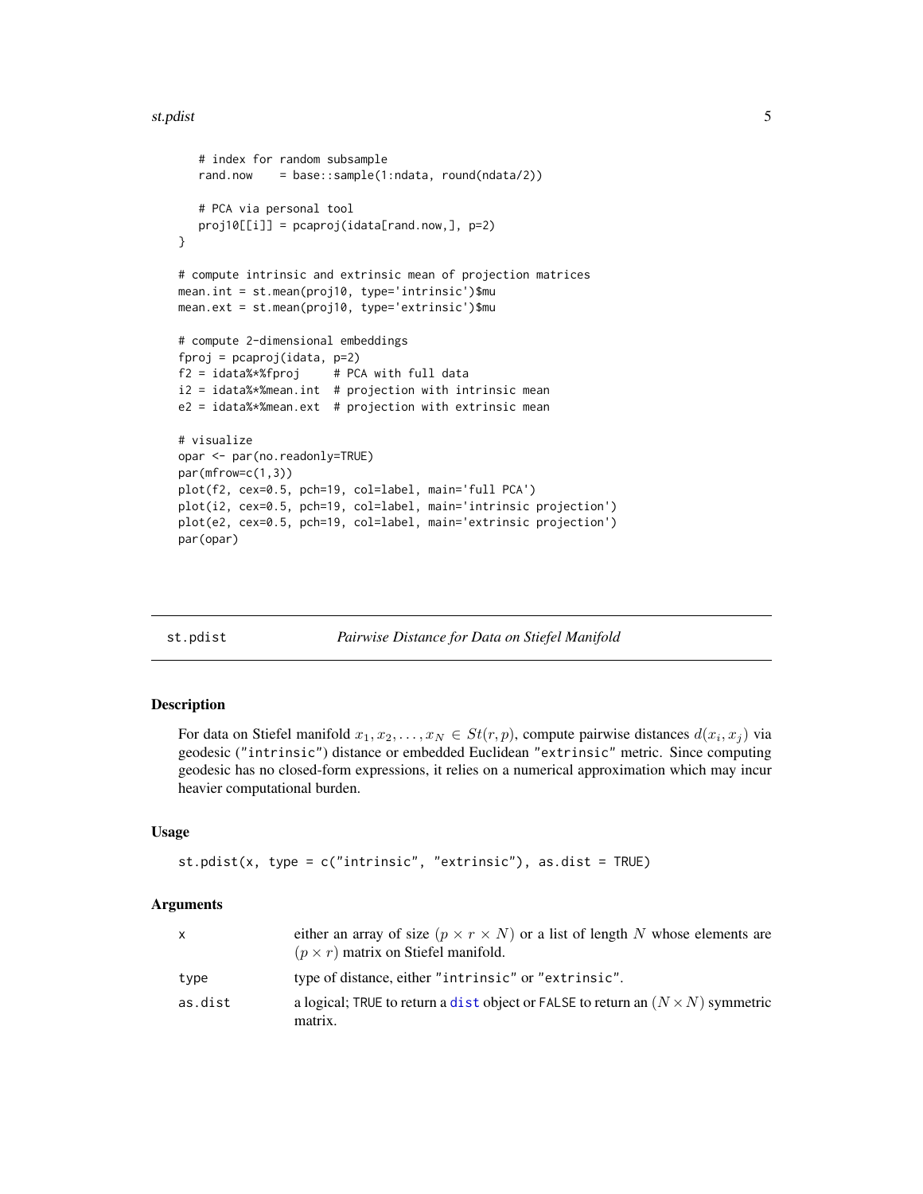```
    # index for random subsample
    rand.now    = base::sample(1:ndata, round(ndata/2))

    # PCA via personal tool
    proj10[[i]] = pcaproj(idata[rand.now,], p=2)
}

# compute intrinsic and extrinsic mean of projection matrices
mean.int = st.mean(proj10, type='intrinsic')$mu
mean.ext = st.mean(proj10, type='extrinsic')$mu

# compute 2-dimensional embeddings
fproj = pcaproj(idata, p=2)
f2 = idata%*%fproj     # PCA with full data
i2 = idata%*%mean.int  # projection with intrinsic mean
e2 = idata%*%mean.ext  # projection with extrinsic mean

# visualize
opar <- par(no.readonly=TRUE)
par(mfrow=c(1,3))
plot(f2, cex=0.5, pch=19, col=label, main='full PCA')
plot(i2, cex=0.5, pch=19, col=label, main='intrinsic projection')
plot(e2, cex=0.5, pch=19, col=label, main='extrinsic projection')
par(opar)
```

## st.pdist *Pairwise Distance for Data on Stiefel Manifold*

### Description

For data on Stiefel manifold $x_1, x_2, \ldots, x_N \in St(r, p)$, compute pairwise distances $d(x_i, x_j)$ via geodesic ("intrinsic") distance or embedded Euclidean "extrinsic" metric. Since computing geodesic has no closed-form expressions, it relies on a numerical approximation which may incur heavier computational burden.

### Usage

```
st.pdist(x, type = c("intrinsic", "extrinsic"), as.dist = TRUE)
```

### Arguments

| | |
|---|---|
| x | either an array of size $(p \times r \times N)$ or a list of length $N$ whose elements are $(p \times r)$ matrix on Stiefel manifold. |
| type | type of distance, either "intrinsic" or "extrinsic". |
| as.dist | a logical; TRUE to return a dist object or FALSE to return an $(N \times N)$ symmetric matrix. |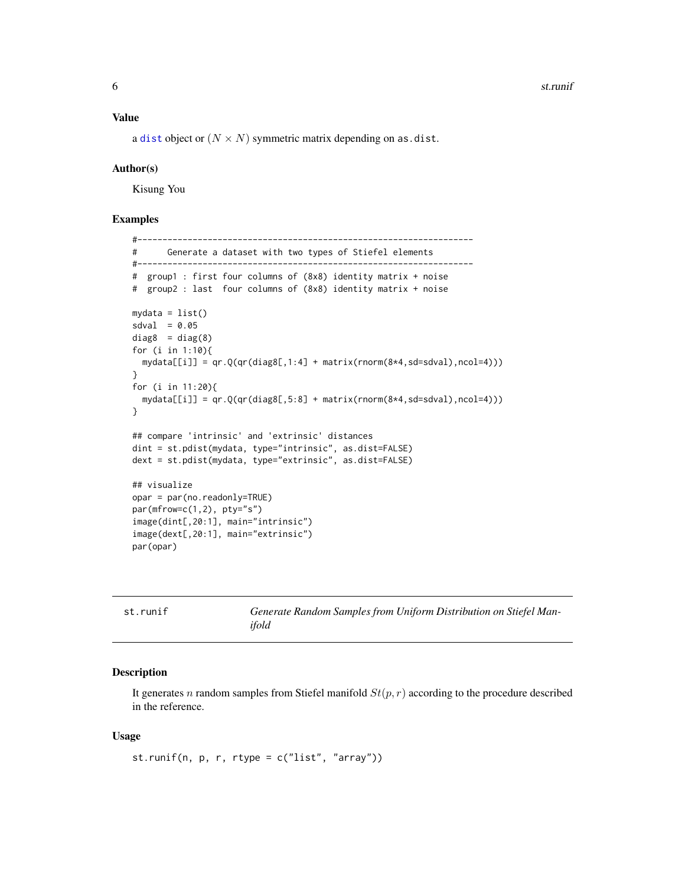### Value

a `dist` object or $(N \times N)$ symmetric matrix depending on `as.dist`.

### Author(s)

Kisung You

### Examples

```
#-------------------------------------------------------------------
#      Generate a dataset with two types of Stiefel elements
#-------------------------------------------------------------------
#  group1 : first four columns of (8x8) identity matrix + noise
#  group2 : last  four columns of (8x8) identity matrix + noise

mydata = list()
sdval  = 0.05
diag8  = diag(8)
for (i in 1:10){
  mydata[[i]] = qr.Q(qr(diag8[,1:4] + matrix(rnorm(8*4,sd=sdval),ncol=4)))
}
for (i in 11:20){
  mydata[[i]] = qr.Q(qr(diag8[,5:8] + matrix(rnorm(8*4,sd=sdval),ncol=4)))
}

## compare 'intrinsic' and 'extrinsic' distances
dint = st.pdist(mydata, type="intrinsic", as.dist=FALSE)
dext = st.pdist(mydata, type="extrinsic", as.dist=FALSE)

## visualize
opar = par(no.readonly=TRUE)
par(mfrow=c(1,2), pty="s")
image(dint[,20:1], main="intrinsic")
image(dext[,20:1], main="extrinsic")
par(opar)
```

---

## st.runif — *Generate Random Samples from Uniform Distribution on Stiefel Manifold*

### Description

It generates $n$ random samples from Stiefel manifold $St(p, r)$ according to the procedure described in the reference.

### Usage

```
st.runif(n, p, r, rtype = c("list", "array"))
```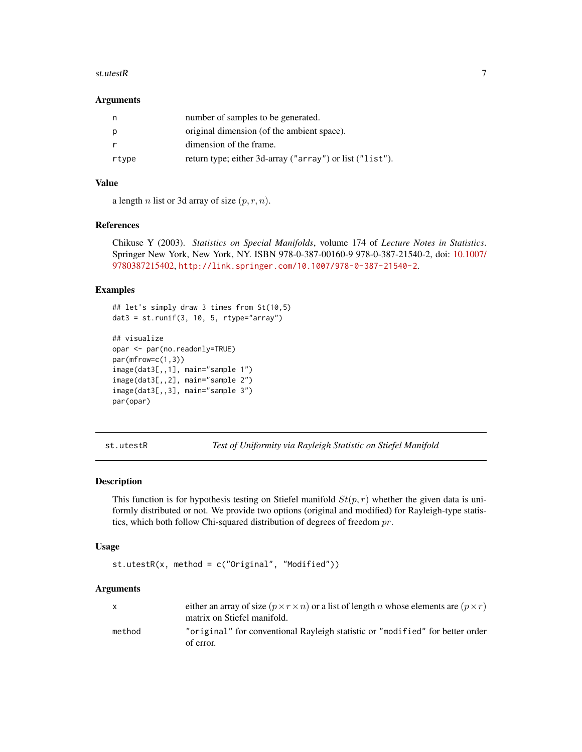### Arguments

| | |
|---|---|
| n | number of samples to be generated. |
| p | original dimension (of the ambient space). |
| r | dimension of the frame. |
| rtype | return type; either 3d-array ("array") or list ("list"). |

### Value

a length $n$ list or 3d array of size $(p, r, n)$.

### References

Chikuse Y (2003). *Statistics on Special Manifolds*, volume 174 of *Lecture Notes in Statistics*. Springer New York, New York, NY. ISBN 978-0-387-00160-9 978-0-387-21540-2, doi: 10.1007/9780387215402, http://link.springer.com/10.1007/978-0-387-21540-2.

### Examples

```
## let's simply draw 3 times from St(10,5)
dat3 = st.runif(3, 10, 5, rtype="array")

## visualize
opar <- par(no.readonly=TRUE)
par(mfrow=c(1,3))
image(dat3[,,1], main="sample 1")
image(dat3[,,2], main="sample 2")
image(dat3[,,3], main="sample 3")
par(opar)
```

---

## st.utestR — *Test of Uniformity via Rayleigh Statistic on Stiefel Manifold*

### Description

This function is for hypothesis testing on Stiefel manifold $St(p, r)$ whether the given data is uniformly distributed or not. We provide two options (original and modified) for Rayleigh-type statistics, which both follow Chi-squared distribution of degrees of freedom $pr$.

### Usage

```
st.utestR(x, method = c("Original", "Modified"))
```

### Arguments

| | |
|---|---|
| x | either an array of size $(p \times r \times n)$ or a list of length $n$ whose elements are $(p \times r)$ matrix on Stiefel manifold. |
| method | "original" for conventional Rayleigh statistic or "modified" for better order of error. |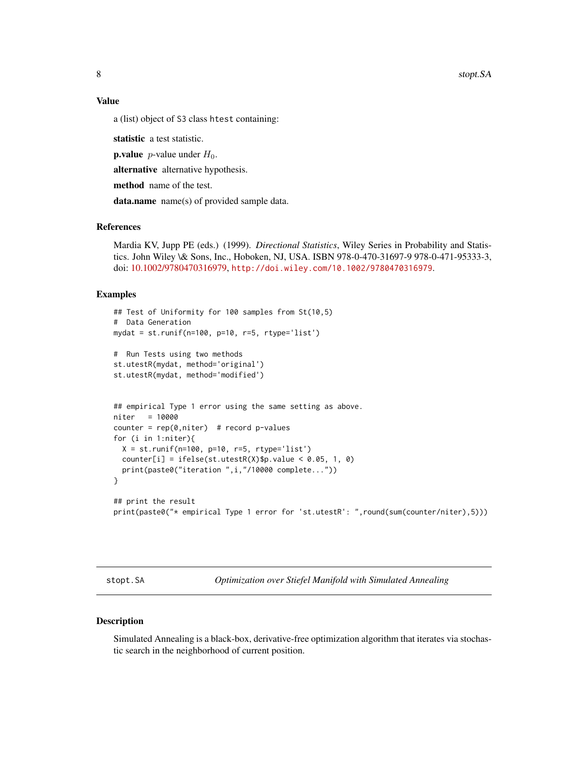## Value

a (list) object of S3 class htest containing:

**statistic** a test statistic.

**p.value** $p$-value under $H_0$.

**alternative** alternative hypothesis.

**method** name of the test.

**data.name** name(s) of provided sample data.

## References

Mardia KV, Jupp PE (eds.) (1999). *Directional Statistics*, Wiley Series in Probability and Statistics. John Wiley \& Sons, Inc., Hoboken, NJ, USA. ISBN 978-0-470-31697-9 978-0-471-95333-3, doi: 10.1002/9780470316979, http://doi.wiley.com/10.1002/9780470316979.

## Examples

```
## Test of Uniformity for 100 samples from St(10,5)
#  Data Generation
mydat = st.runif(n=100, p=10, r=5, rtype='list')

#  Run Tests using two methods
st.utestR(mydat, method='original')
st.utestR(mydat, method='modified')


## empirical Type 1 error using the same setting as above.
niter   = 10000
counter = rep(0,niter)  # record p-values
for (i in 1:niter){
  X = st.runif(n=100, p=10, r=5, rtype='list')
  counter[i] = ifelse(st.utestR(X)$p.value < 0.05, 1, 0)
  print(paste0("iteration ",i,"/10000 complete..."))
}

## print the result
print(paste0("* empirical Type 1 error for 'st.utestR': ",round(sum(counter/niter),5)))
```

---

# stopt.SA — *Optimization over Stiefel Manifold with Simulated Annealing*

## Description

Simulated Annealing is a black-box, derivative-free optimization algorithm that iterates via stochastic search in the neighborhood of current position.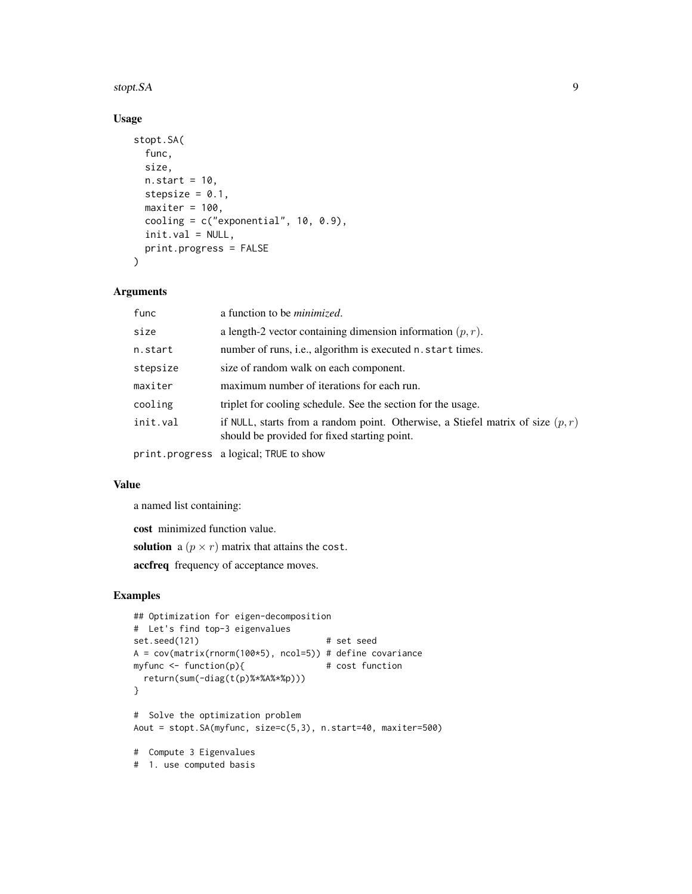## Usage

```
stopt.SA(
  func,
  size,
  n.start = 10,
  stepsize = 0.1,
  maxiter = 100,
  cooling = c("exponential", 10, 0.9),
  init.val = NULL,
  print.progress = FALSE
)
```

## Arguments

| | |
|---|---|
| `func` | a function to be *minimized*. |
| `size` | a length-2 vector containing dimension information $(p, r)$. |
| `n.start` | number of runs, i.e., algorithm is executed `n.start` times. |
| `stepsize` | size of random walk on each component. |
| `maxiter` | maximum number of iterations for each run. |
| `cooling` | triplet for cooling schedule. See the section for the usage. |
| `init.val` | if `NULL`, starts from a random point. Otherwise, a Stiefel matrix of size $(p, r)$ should be provided for fixed starting point. |
| `print.progress` | a logical; `TRUE` to show |

## Value

a named list containing:

**cost** minimized function value.

**solution** a $(p \times r)$ matrix that attains the `cost`.

**accfreq** frequency of acceptance moves.

## Examples

```
## Optimization for eigen-decomposition
#  Let's find top-3 eigenvalues
set.seed(121)                         # set seed
A = cov(matrix(rnorm(100*5), ncol=5)) # define covariance
myfunc <- function(p){                # cost function
  return(sum(-diag(t(p)%*%A%*%p)))
}

#  Solve the optimization problem
Aout = stopt.SA(myfunc, size=c(5,3), n.start=40, maxiter=500)

#  Compute 3 Eigenvalues
#  1. use computed basis
```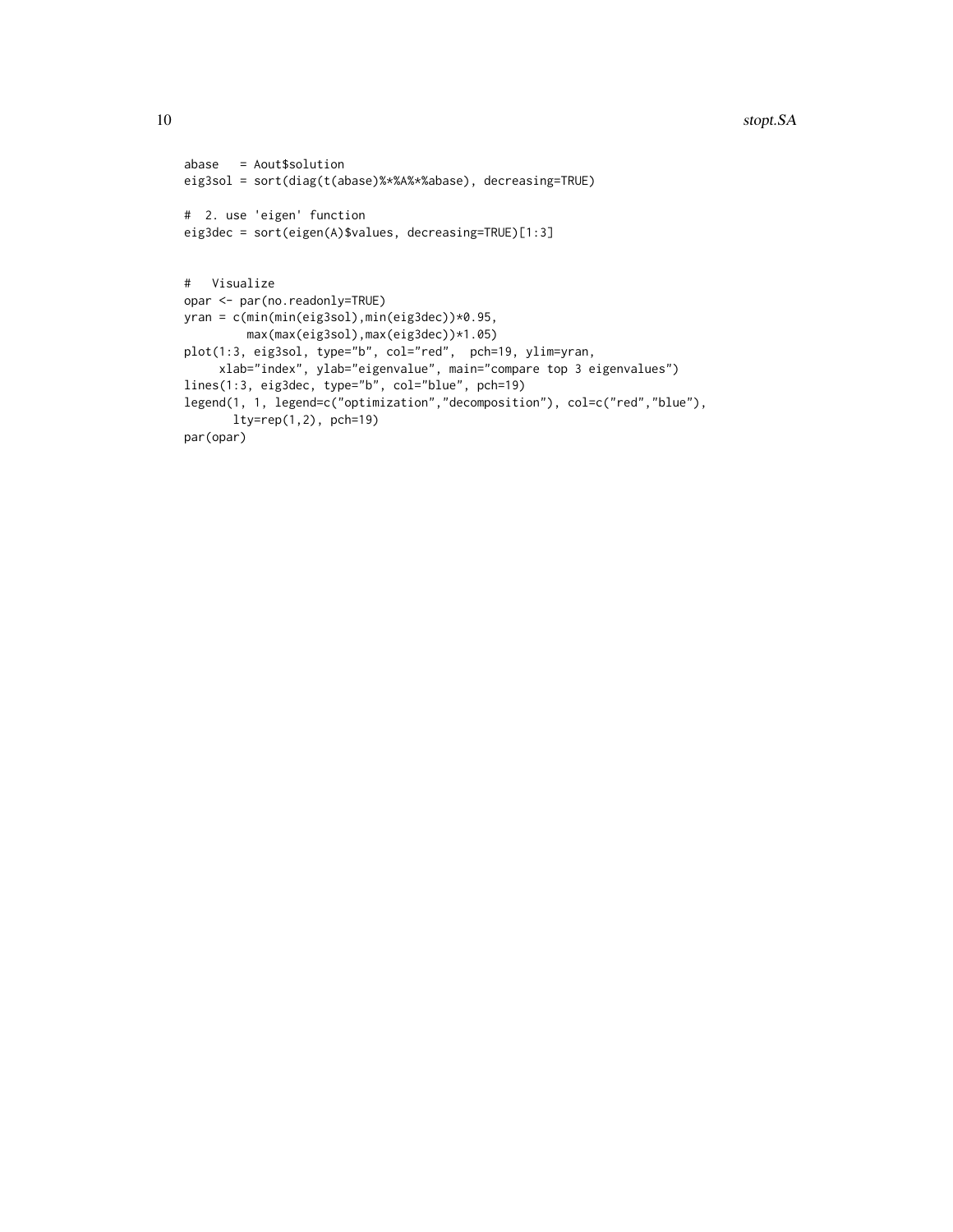```
abase   = Aout$solution
eig3sol = sort(diag(t(abase)%*%A%*%abase), decreasing=TRUE)

#  2. use 'eigen' function
eig3dec = sort(eigen(A)$values, decreasing=TRUE)[1:3]


#   Visualize
opar <- par(no.readonly=TRUE)
yran = c(min(min(eig3sol),min(eig3dec))*0.95,
         max(max(eig3sol),max(eig3dec))*1.05)
plot(1:3, eig3sol, type="b", col="red",  pch=19, ylim=yran,
     xlab="index", ylab="eigenvalue", main="compare top 3 eigenvalues")
lines(1:3, eig3dec, type="b", col="blue", pch=19)
legend(1, 1, legend=c("optimization","decomposition"), col=c("red","blue"),
       lty=rep(1,2), pch=19)
par(opar)
```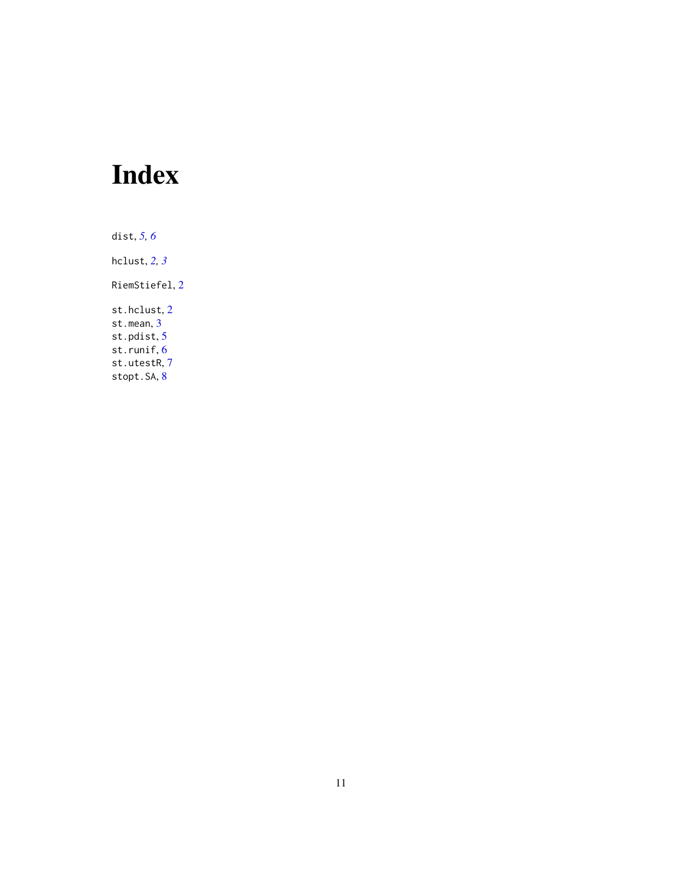# Index

dist, *5, 6*

hclust, *2, 3*

RiemStiefel, 2

st.hclust, 2
st.mean, 3
st.pdist, 5
st.runif, 6
st.utestR, 7
stopt.SA, 8